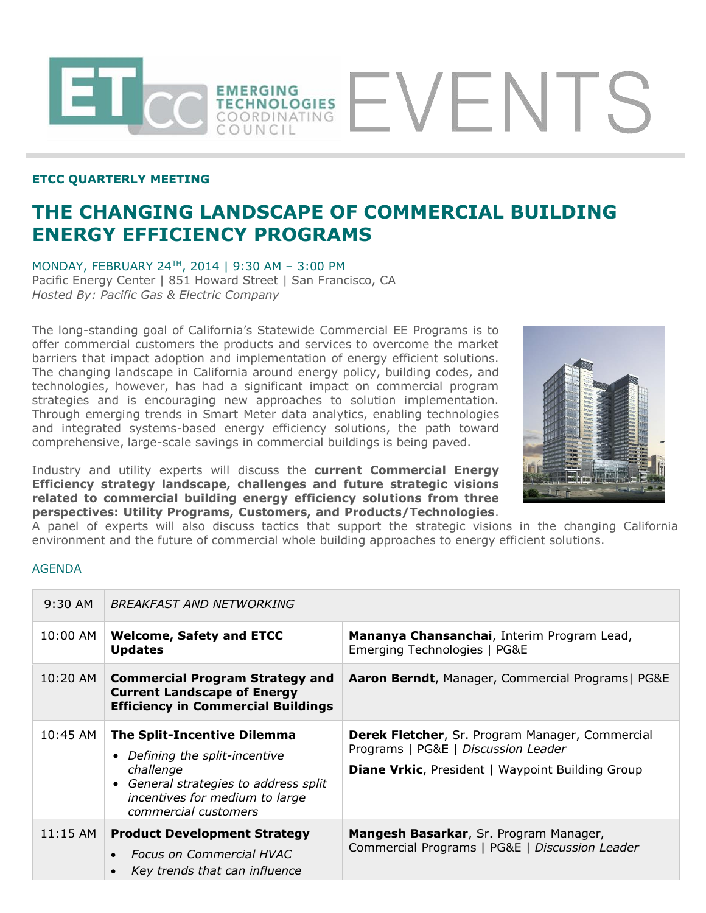# EMERGING TECHNOLOGIES COORDINATING COUNCIL EVENTS

**ETCC QUARTERLY MEETING**

## THE CHANGING LANDSCAPE OF COMMERCIAL BUILDING ENERGY EFFICIENCY PROGRAMS

MONDAY, FEBRUARY 24TH, 2014 | 9:30 AM – 3:00 PM
Pacific Energy Center | 851 Howard Street | San Francisco, CA
*Hosted By: Pacific Gas & Electric Company*

The long-standing goal of California's Statewide Commercial EE Programs is to offer commercial customers the products and services to overcome the market barriers that impact adoption and implementation of energy efficient solutions. The changing landscape in California around energy policy, building codes, and technologies, however, has had a significant impact on commercial program strategies and is encouraging new approaches to solution implementation. Through emerging trends in Smart Meter data analytics, enabling technologies and integrated systems-based energy efficiency solutions, the path toward comprehensive, large-scale savings in commercial buildings is being paved.

Industry and utility experts will discuss the **current Commercial Energy Efficiency strategy landscape, challenges and future strategic visions related to commercial building energy efficiency solutions from three perspectives: Utility Programs, Customers, and Products/Technologies**. A panel of experts will also discuss tactics that support the strategic visions in the changing California environment and the future of commercial whole building approaches to energy efficient solutions.

AGENDA

| Time | Session | Speaker |
|---|---|---|
| 9:30 AM | *BREAKFAST AND NETWORKING* | |
| 10:00 AM | **Welcome, Safety and ETCC Updates** | **Mananya Chansanchai**, Interim Program Lead, Emerging Technologies \| PG&E |
| 10:20 AM | **Commercial Program Strategy and Current Landscape of Energy Efficiency in Commercial Buildings** | **Aaron Berndt**, Manager, Commercial Programs\| PG&E |
| 10:45 AM | **The Split-Incentive Dilemma**<br>• *Defining the split-incentive challenge*<br>• *General strategies to address split incentives for medium to large commercial customers* | **Derek Fletcher**, Sr. Program Manager, Commercial Programs \| PG&E \| *Discussion Leader*<br>**Diane Vrkic**, President \| Waypoint Building Group |
| 11:15 AM | **Product Development Strategy**<br>• *Focus on Commercial HVAC*<br>• *Key trends that can influence* | **Mangesh Basarkar**, Sr. Program Manager, Commercial Programs \| PG&E \| *Discussion Leader* |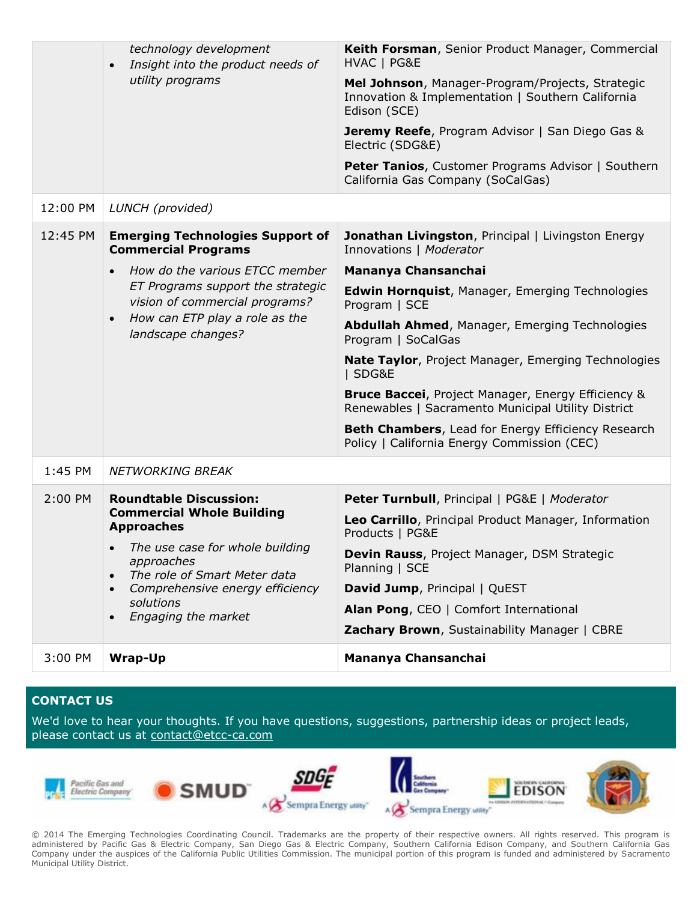| | | |
|---|---|---|
| | *technology development*<br>• *Insight into the product needs of utility programs* | **Keith Forsman**, Senior Product Manager, Commercial HVAC \| PG&E<br>**Mel Johnson**, Manager-Program/Projects, Strategic Innovation & Implementation \| Southern California Edison (SCE)<br>**Jeremy Reefe**, Program Advisor \| San Diego Gas & Electric (SDG&E)<br>**Peter Tanios**, Customer Programs Advisor \| Southern California Gas Company (SoCalGas) |
| 12:00 PM | *LUNCH (provided)* | |
| 12:45 PM | **Emerging Technologies Support of Commercial Programs**<br>• *How do the various ETCC member ET Programs support the strategic vision of commercial programs?*<br>• *How can ETP play a role as the landscape changes?* | **Jonathan Livingston**, Principal \| Livingston Energy Innovations \| *Moderator*<br>**Mananya Chansanchai**<br>**Edwin Hornquist**, Manager, Emerging Technologies Program \| SCE<br>**Abdullah Ahmed**, Manager, Emerging Technologies Program \| SoCalGas<br>**Nate Taylor**, Project Manager, Emerging Technologies \| SDG&E<br>**Bruce Baccei**, Project Manager, Energy Efficiency & Renewables \| Sacramento Municipal Utility District<br>**Beth Chambers**, Lead for Energy Efficiency Research Policy \| California Energy Commission (CEC) |
| 1:45 PM | *NETWORKING BREAK* | |
| 2:00 PM | **Roundtable Discussion: Commercial Whole Building Approaches**<br>• *The use case for whole building approaches*<br>• *The role of Smart Meter data*<br>• *Comprehensive energy efficiency solutions*<br>• *Engaging the market* | **Peter Turnbull**, Principal \| PG&E \| *Moderator*<br>**Leo Carrillo**, Principal Product Manager, Information Products \| PG&E<br>**Devin Rauss**, Project Manager, DSM Strategic Planning \| SCE<br>**David Jump**, Principal \| QuEST<br>**Alan Pong**, CEO \| Comfort International<br>**Zachary Brown**, Sustainability Manager \| CBRE |
| 3:00 PM | **Wrap-Up** | **Mananya Chansanchai** |

## CONTACT US

We'd love to hear your thoughts. If you have questions, suggestions, partnership ideas or project leads, please contact us at contact@etcc-ca.com

© 2014 The Emerging Technologies Coordinating Council. Trademarks are the property of their respective owners. All rights reserved. This program is administered by Pacific Gas & Electric Company, San Diego Gas & Electric Company, Southern California Edison Company, and Southern California Gas Company under the auspices of the California Public Utilities Commission. The municipal portion of this program is funded and administered by Sacramento Municipal Utility District.